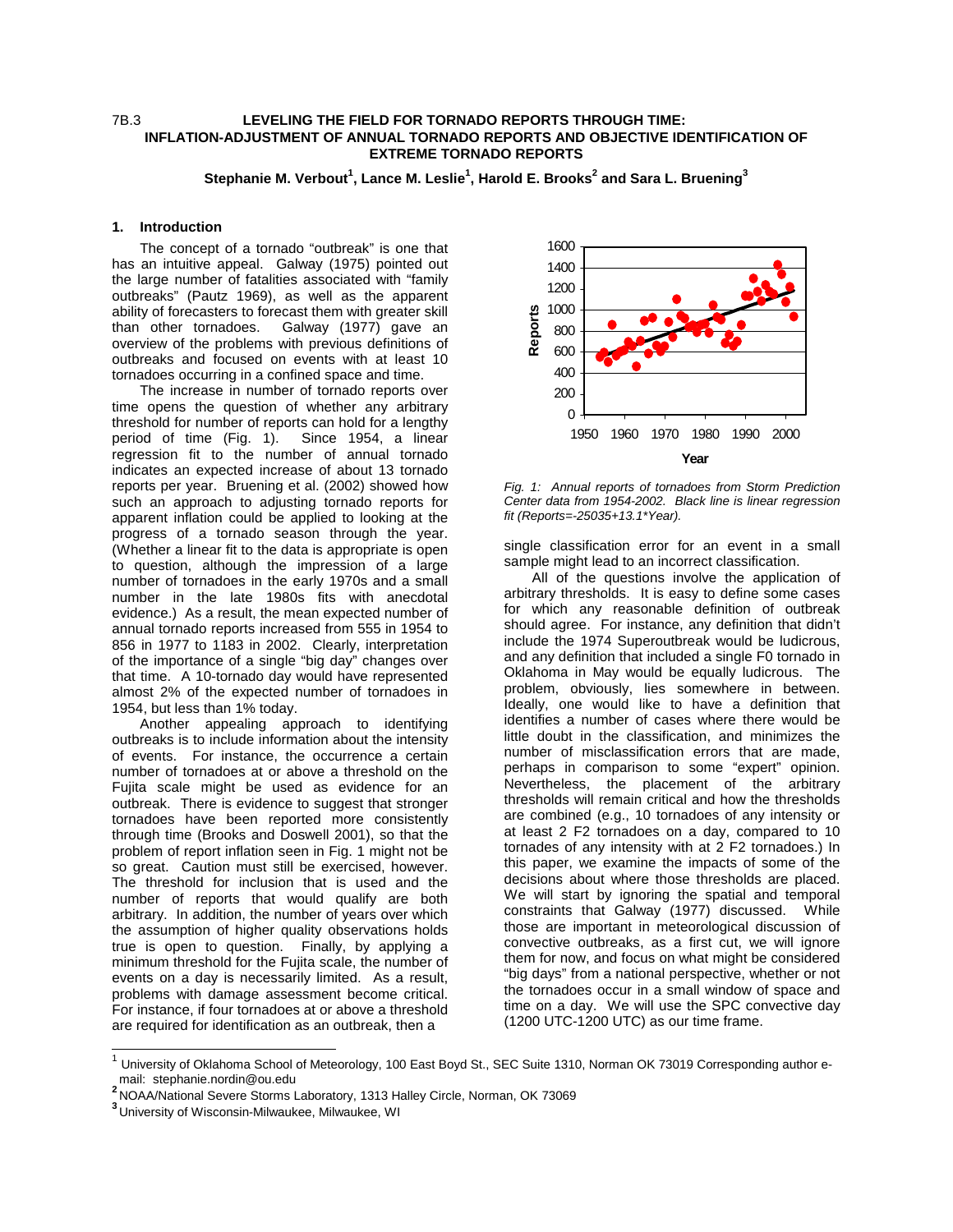7B.3

# LEVELING THE FIELD FOR TORNADO REPORTS THROUGH TIME: INFLATION-ADJUSTMENT OF ANNUAL TORNADO REPORTS AND OBJECTIVE IDENTIFICATION OF EXTREME TORNADO REPORTS

**Stephanie M. Verbout[1], Lance M. Leslie[1], Harold E. Brooks[2] and Sara L. Bruening[3]**

## 1. Introduction

The concept of a tornado "outbreak" is one that has an intuitive appeal. Galway (1975) pointed out the large number of fatalities associated with "family outbreaks" (Pautz 1969), as well as the apparent ability of forecasters to forecast them with greater skill than other tornadoes. Galway (1977) gave an overview of the problems with previous definitions of outbreaks and focused on events with at least 10 tornadoes occurring in a confined space and time.

The increase in number of tornado reports over time opens the question of whether any arbitrary threshold for number of reports can hold for a lengthy period of time (Fig. 1). Since 1954, a linear regression fit to the number of annual tornado indicates an expected increase of about 13 tornado reports per year. Bruening et al. (2002) showed how such an approach to adjusting tornado reports for apparent inflation could be applied to looking at the progress of a tornado season through the year. (Whether a linear fit to the data is appropriate is open to question, although the impression of a large number of tornadoes in the early 1970s and a small number in the late 1980s fits with anecdotal evidence.) As a result, the mean expected number of annual tornado reports increased from 555 in 1954 to 856 in 1977 to 1183 in 2002. Clearly, interpretation of the importance of a single "big day" changes over that time. A 10-tornado day would have represented almost 2% of the expected number of tornadoes in 1954, but less than 1% today.

Another appealing approach to identifying outbreaks is to include information about the intensity of events. For instance, the occurrence a certain number of tornadoes at or above a threshold on the Fujita scale might be used as evidence for an outbreak. There is evidence to suggest that stronger tornadoes have been reported more consistently through time (Brooks and Doswell 2001), so that the problem of report inflation seen in Fig. 1 might not be so great. Caution must still be exercised, however. The threshold for inclusion that is used and the number of reports that would qualify are both arbitrary. In addition, the number of years over which the assumption of higher quality observations holds true is open to question. Finally, by applying a minimum threshold for the Fujita scale, the number of events on a day is necessarily limited. As a result, problems with damage assessment become critical. For instance, if four tornadoes at or above a threshold are required for identification as an outbreak, then a single classification error for an event in a small sample might lead to an incorrect classification.

*Fig. 1: Annual reports of tornadoes from Storm Prediction Center data from 1954-2002. Black line is linear regression fit (Reports=-25035+13.1\*Year).*

All of the questions involve the application of arbitrary thresholds. It is easy to define some cases for which any reasonable definition of outbreak should agree. For instance, any definition that didn't include the 1974 Superoutbreak would be ludicrous, and any definition that included a single F0 tornado in Oklahoma in May would be equally ludicrous. The problem, obviously, lies somewhere in between. Ideally, one would like to have a definition that identifies a number of cases where there would be little doubt in the classification, and minimizes the number of misclassification errors that are made, perhaps in comparison to some "expert" opinion. Nevertheless, the placement of the arbitrary thresholds will remain critical and how the thresholds are combined (e.g., 10 tornadoes of any intensity or at least 2 F2 tornadoes on a day, compared to 10 tornades of any intensity with at 2 F2 tornadoes.) In this paper, we examine the impacts of some of the decisions about where those thresholds are placed. We will start by ignoring the spatial and temporal constraints that Galway (1977) discussed. While those are important in meteorological discussion of convective outbreaks, as a first cut, we will ignore them for now, and focus on what might be considered "big days" from a national perspective, whether or not the tornadoes occur in a small window of space and time on a day. We will use the SPC convective day (1200 UTC-1200 UTC) as our time frame.

---

[1] University of Oklahoma School of Meteorology, 100 East Boyd St., SEC Suite 1310, Norman OK 73019 Corresponding author e-mail: stephanie.nordin@ou.edu

[2] NOAA/National Severe Storms Laboratory, 1313 Halley Circle, Norman, OK 73069

[3] University of Wisconsin-Milwaukee, Milwaukee, WI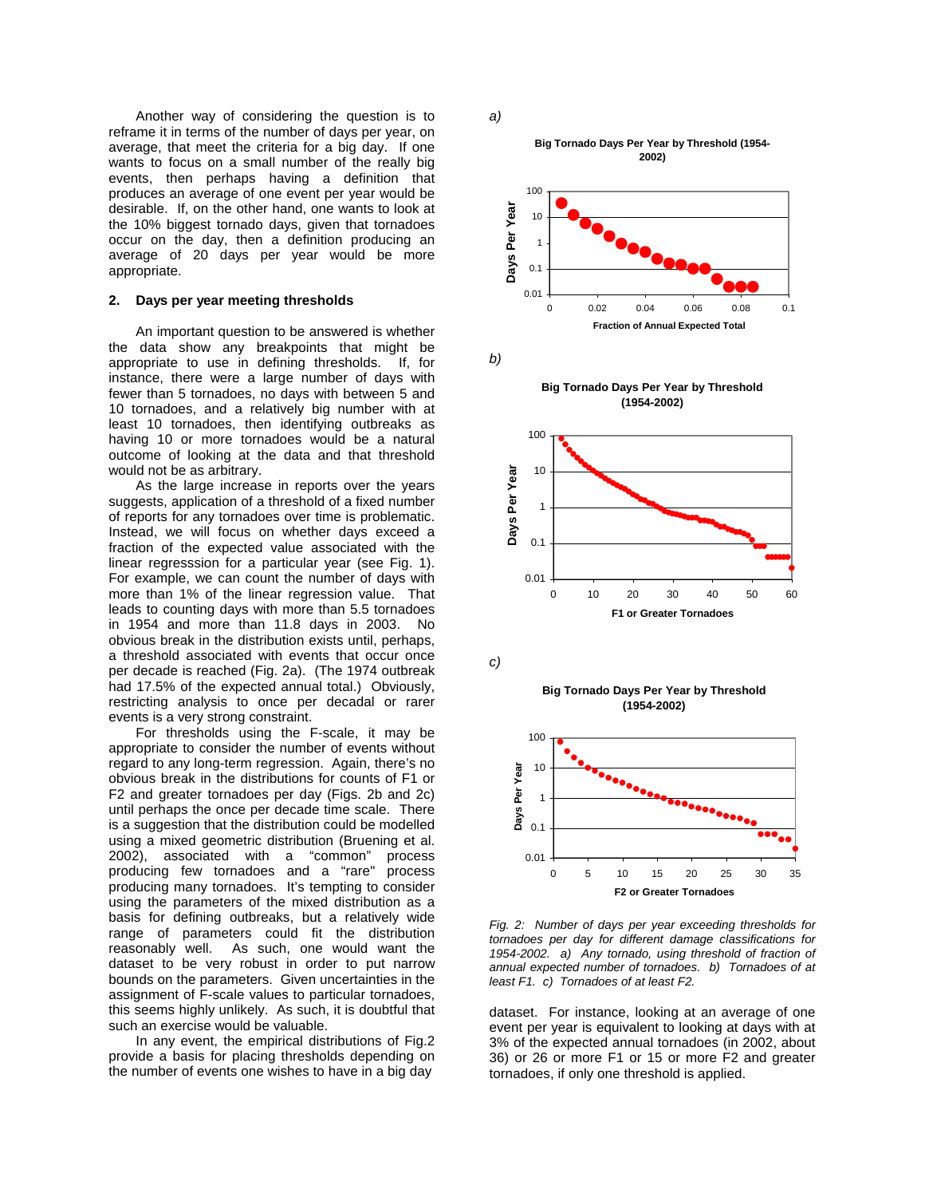Another way of considering the question is to reframe it in terms of the number of days per year, on average, that meet the criteria for a big day. If one wants to focus on a small number of the really big events, then perhaps having a definition that produces an average of one event per year would be desirable. If, on the other hand, one wants to look at the 10% biggest tornado days, given that tornadoes occur on the day, then a definition producing an average of 20 days per year would be more appropriate.

## 2. Days per year meeting thresholds

An important question to be answered is whether the data show any breakpoints that might be appropriate to use in defining thresholds. If, for instance, there were a large number of days with fewer than 5 tornadoes, no days with between 5 and 10 tornadoes, and a relatively big number with at least 10 tornadoes, then identifying outbreaks as having 10 or more tornadoes would be a natural outcome of looking at the data and that threshold would not be as arbitrary.

As the large increase in reports over the years suggests, application of a threshold of a fixed number of reports for any tornadoes over time is problematic. Instead, we will focus on whether days exceed a fraction of the expected value associated with the linear regresssion for a particular year (see Fig. 1). For example, we can count the number of days with more than 1% of the linear regression value. That leads to counting days with more than 5.5 tornadoes in 1954 and more than 11.8 days in 2003. No obvious break in the distribution exists until, perhaps, a threshold associated with events that occur once per decade is reached (Fig. 2a). (The 1974 outbreak had 17.5% of the expected annual total.) Obviously, restricting analysis to once per decadal or rarer events is a very strong constraint.

For thresholds using the F-scale, it may be appropriate to consider the number of events without regard to any long-term regression. Again, there's no obvious break in the distributions for counts of F1 or F2 and greater tornadoes per day (Figs. 2b and 2c) until perhaps the once per decade time scale. There is a suggestion that the distribution could be modelled using a mixed geometric distribution (Bruening et al. 2002), associated with a "common" process producing few tornadoes and a "rare" process producing many tornadoes. It's tempting to consider using the parameters of the mixed distribution as a basis for defining outbreaks, but a relatively wide range of parameters could fit the distribution reasonably well. As such, one would want the dataset to be very robust in order to put narrow bounds on the parameters. Given uncertainties in the assignment of F-scale values to particular tornadoes, this seems highly unlikely. As such, it is doubtful that such an exercise would be valuable.

In any event, the empirical distributions of Fig.2 provide a basis for placing thresholds depending on the number of events one wishes to have in a big day dataset. For instance, looking at an average of one event per year is equivalent to looking at days with at 3% of the expected annual tornadoes (in 2002, about 36) or 26 or more F1 or 15 or more F2 and greater tornadoes, if only one threshold is applied.

*Fig. 2: Number of days per year exceeding thresholds for tornadoes per day for different damage classifications for 1954-2002. a) Any tornado, using threshold of fraction of annual expected number of tornadoes. b) Tornadoes of at least F1. c) Tornadoes of at least F2.*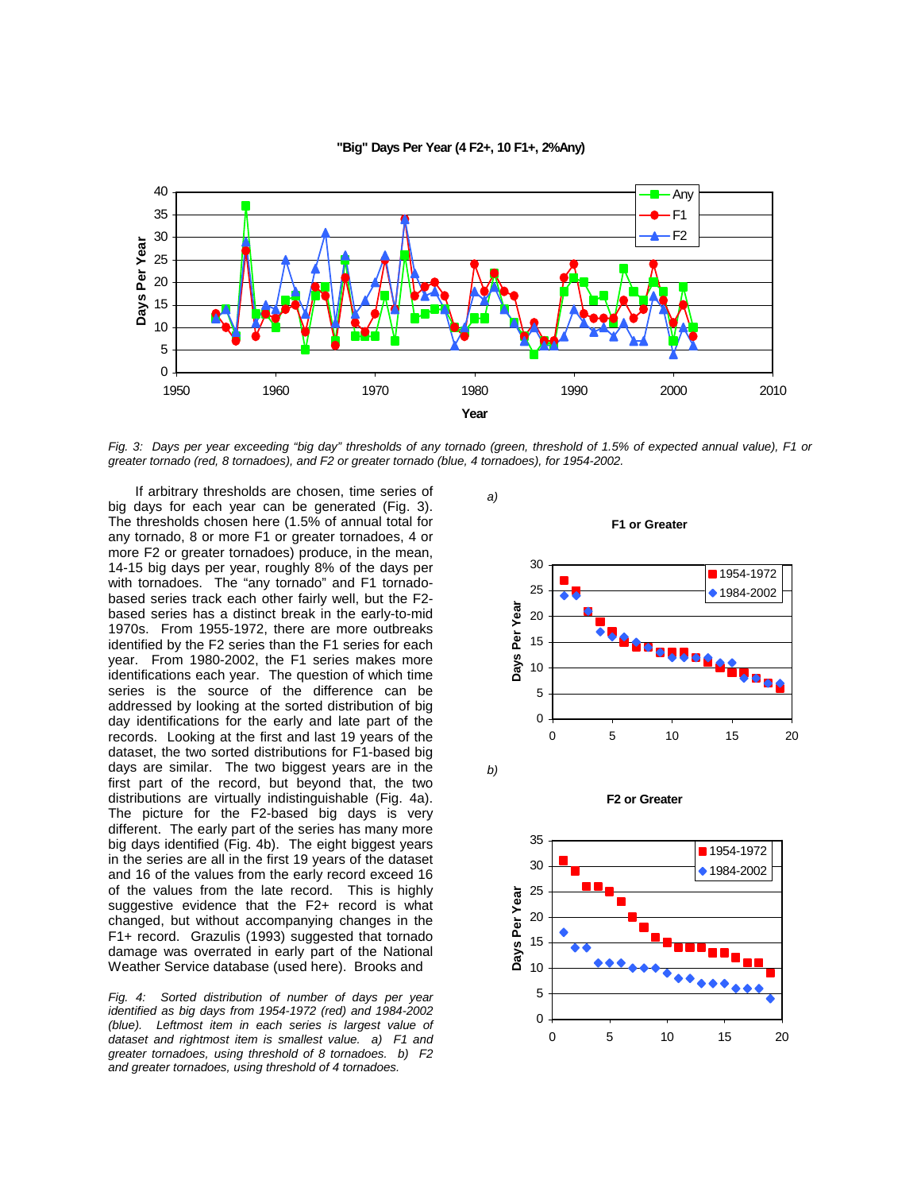Fig. 3: *Days per year exceeding "big day" thresholds of any tornado (green, threshold of 1.5% of expected annual value), F1 or greater tornado (red, 8 tornadoes), and F2 or greater tornado (blue, 4 tornadoes), for 1954-2002.*

If arbitrary thresholds are chosen, time series of big days for each year can be generated (Fig. 3). The thresholds chosen here (1.5% of annual total for any tornado, 8 or more F1 or greater tornadoes, 4 or more F2 or greater tornadoes) produce, in the mean, 14-15 big days per year, roughly 8% of the days per with tornadoes. The "any tornado" and F1 tornado-based series track each other fairly well, but the F2-based series has a distinct break in the early-to-mid 1970s. From 1955-1972, there are more outbreaks identified by the F2 series than the F1 series for each year. From 1980-2002, the F1 series makes more identifications each year. The question of which time series is the source of the difference can be addressed by looking at the sorted distribution of big day identifications for the early and late part of the records. Looking at the first and last 19 years of the dataset, the two sorted distributions for F1-based big days are similar. The two biggest years are in the first part of the record, but beyond that, the two distributions are virtually indistinguishable (Fig. 4a). The picture for the F2-based big days is very different. The early part of the series has many more big days identified (Fig. 4b). The eight biggest years in the series are all in the first 19 years of the dataset and 16 of the values from the early record exceed 16 of the values from the late record. This is highly suggestive evidence that the F2+ record is what changed, but without accompanying changes in the F1+ record. Grazulis (1993) suggested that tornado damage was overrated in early part of the National Weather Service database (used here). Brooks and

Fig. 4: *Sorted distribution of number of days per year identified as big days from 1954-1972 (red) and 1984-2002 (blue). Leftmost item in each series is largest value of dataset and rightmost item is smallest value. a) F1 and greater tornadoes, using threshold of 8 tornadoes. b) F2 and greater tornadoes, using threshold of 4 tornadoes.*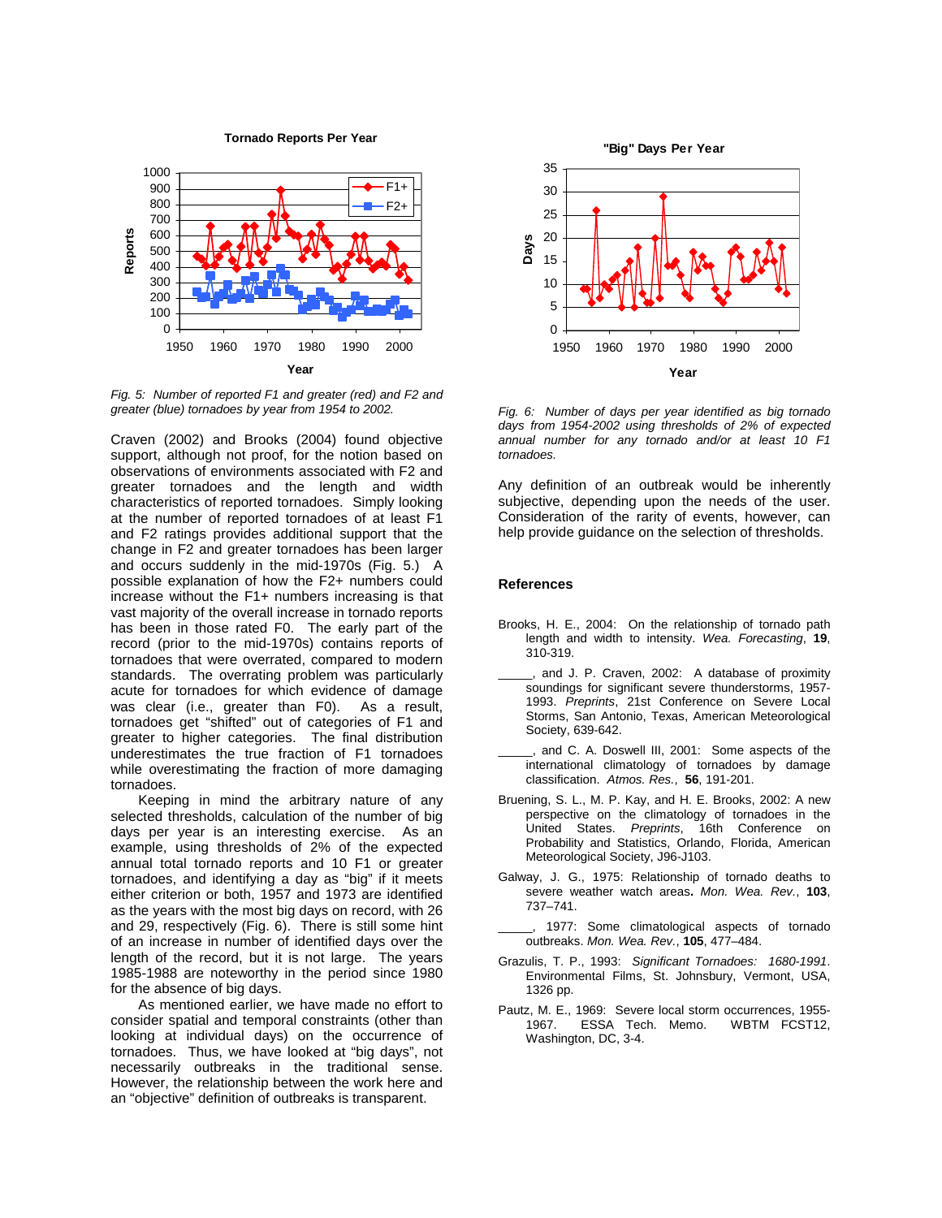**Tornado Reports Per Year**

Reports

1000
900
800
700
600
500
400
300
200
100
0

1950 1960 1970 1980 1990 2000

Year

F1+
F2+

*Fig. 5: Number of reported F1 and greater (red) and F2 and greater (blue) tornadoes by year from 1954 to 2002.*

Craven (2002) and Brooks (2004) found objective support, although not proof, for the notion based on observations of environments associated with F2 and greater tornadoes and the length and width characteristics of reported tornadoes. Simply looking at the number of reported tornadoes of at least F1 and F2 ratings provides additional support that the change in F2 and greater tornadoes has been larger and occurs suddenly in the mid-1970s (Fig. 5.) A possible explanation of how the F2+ numbers could increase without the F1+ numbers increasing is that vast majority of the overall increase in tornado reports has been in those rated F0. The early part of the record (prior to the mid-1970s) contains reports of tornadoes that were overrated, compared to modern standards. The overrating problem was particularly acute for tornadoes for which evidence of damage was clear (i.e., greater than F0). As a result, tornadoes get "shifted" out of categories of F1 and greater to higher categories. The final distribution underestimates the true fraction of F1 tornadoes while overestimating the fraction of more damaging tornadoes.

Keeping in mind the arbitrary nature of any selected thresholds, calculation of the number of big days per year is an interesting exercise. As an example, using thresholds of 2% of the expected annual total tornado reports and 10 F1 or greater tornadoes, and identifying a day as "big" if it meets either criterion or both, 1957 and 1973 are identified as the years with the most big days on record, with 26 and 29, respectively (Fig. 6). There is still some hint of an increase in number of identified days over the length of the record, but it is not large. The years 1985-1988 are noteworthy in the period since 1980 for the absence of big days.

As mentioned earlier, we have made no effort to consider spatial and temporal constraints (other than looking at individual days) on the occurrence of tornadoes. Thus, we have looked at "big days", not necessarily outbreaks in the traditional sense. However, the relationship between the work here and an "objective" definition of outbreaks is transparent.

**"Big" Days Per Year**

Days

35
30
25
20
15
10
5
0

1950 1960 1970 1980 1990 2000

Year

*Fig. 6: Number of days per year identified as big tornado days from 1954-2002 using thresholds of 2% of expected annual number for any tornado and/or at least 10 F1 tornadoes.*

Any definition of an outbreak would be inherently subjective, depending upon the needs of the user. Consideration of the rarity of events, however, can help provide guidance on the selection of thresholds.

### References

Brooks, H. E., 2004: On the relationship of tornado path length and width to intensity. *Wea. Forecasting*, **19**, 310-319.

_____, and J. P. Craven, 2002: A database of proximity soundings for significant severe thunderstorms, 1957-1993. *Preprints*, 21st Conference on Severe Local Storms, San Antonio, Texas, American Meteorological Society, 639-642.

_____, and C. A. Doswell III, 2001: Some aspects of the international climatology of tornadoes by damage classification. *Atmos. Res.*, **56**, 191-201.

Bruening, S. L., M. P. Kay, and H. E. Brooks, 2002: A new perspective on the climatology of tornadoes in the United States. *Preprints*, 16th Conference on Probability and Statistics, Orlando, Florida, American Meteorological Society, J96-J103.

Galway, J. G., 1975: Relationship of tornado deaths to severe weather watch areas**.** *Mon. Wea. Rev.*, **103**, 737–741.

_____, 1977: Some climatological aspects of tornado outbreaks. *Mon. Wea. Rev.*, **105**, 477–484.

Grazulis, T. P., 1993: *Significant Tornadoes: 1680-1991*. Environmental Films, St. Johnsbury, Vermont, USA, 1326 pp.

Pautz, M. E., 1969: Severe local storm occurrences, 1955-1967. ESSA Tech. Memo. WBTM FCST12, Washington, DC, 3-4.